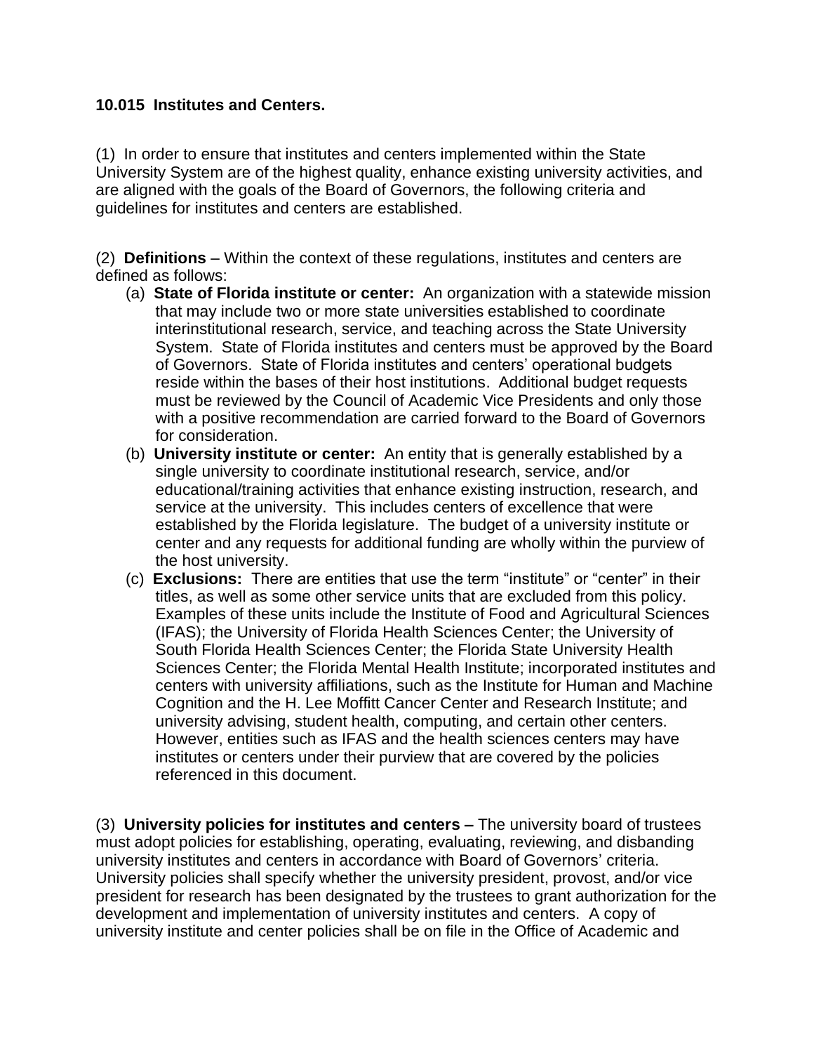# 10.015 Institutes and Centers.

(1) In order to ensure that institutes and centers implemented within the State University System are of the highest quality, enhance existing university activities, and are aligned with the goals of the Board of Governors, the following criteria and guidelines for institutes and centers are established.

(2) **Definitions** – Within the context of these regulations, institutes and centers are defined as follows:

(a) **State of Florida institute or center:** An organization with a statewide mission that may include two or more state universities established to coordinate interinstitutional research, service, and teaching across the State University System. State of Florida institutes and centers must be approved by the Board of Governors. State of Florida institutes and centers' operational budgets reside within the bases of their host institutions. Additional budget requests must be reviewed by the Council of Academic Vice Presidents and only those with a positive recommendation are carried forward to the Board of Governors for consideration.

(b) **University institute or center:** An entity that is generally established by a single university to coordinate institutional research, service, and/or educational/training activities that enhance existing instruction, research, and service at the university. This includes centers of excellence that were established by the Florida legislature. The budget of a university institute or center and any requests for additional funding are wholly within the purview of the host university.

(c) **Exclusions:** There are entities that use the term "institute" or "center" in their titles, as well as some other service units that are excluded from this policy. Examples of these units include the Institute of Food and Agricultural Sciences (IFAS); the University of Florida Health Sciences Center; the University of South Florida Health Sciences Center; the Florida State University Health Sciences Center; the Florida Mental Health Institute; incorporated institutes and centers with university affiliations, such as the Institute for Human and Machine Cognition and the H. Lee Moffitt Cancer Center and Research Institute; and university advising, student health, computing, and certain other centers. However, entities such as IFAS and the health sciences centers may have institutes or centers under their purview that are covered by the policies referenced in this document.

(3) **University policies for institutes and centers –** The university board of trustees must adopt policies for establishing, operating, evaluating, reviewing, and disbanding university institutes and centers in accordance with Board of Governors' criteria. University policies shall specify whether the university president, provost, and/or vice president for research has been designated by the trustees to grant authorization for the development and implementation of university institutes and centers. A copy of university institute and center policies shall be on file in the Office of Academic and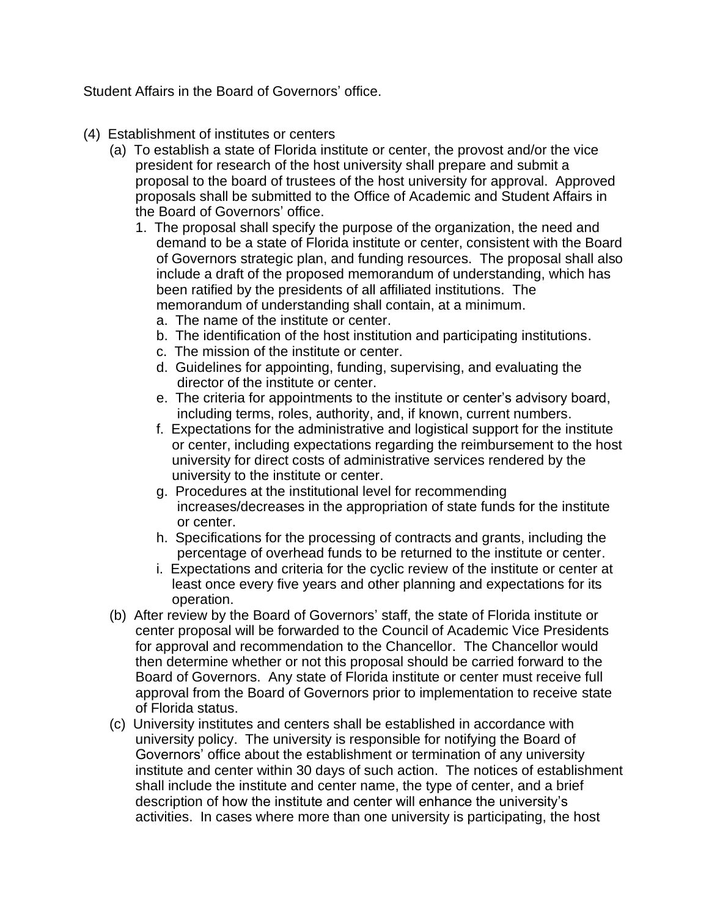Student Affairs in the Board of Governors' office.

(4) Establishment of institutes or centers

(a) To establish a state of Florida institute or center, the provost and/or the vice president for research of the host university shall prepare and submit a proposal to the board of trustees of the host university for approval. Approved proposals shall be submitted to the Office of Academic and Student Affairs in the Board of Governors' office.

1. The proposal shall specify the purpose of the organization, the need and demand to be a state of Florida institute or center, consistent with the Board of Governors strategic plan, and funding resources. The proposal shall also include a draft of the proposed memorandum of understanding, which has been ratified by the presidents of all affiliated institutions. The memorandum of understanding shall contain, at a minimum.

   a. The name of the institute or center.

   b. The identification of the host institution and participating institutions.

   c. The mission of the institute or center.

   d. Guidelines for appointing, funding, supervising, and evaluating the director of the institute or center.

   e. The criteria for appointments to the institute or center's advisory board, including terms, roles, authority, and, if known, current numbers.

   f. Expectations for the administrative and logistical support for the institute or center, including expectations regarding the reimbursement to the host university for direct costs of administrative services rendered by the university to the institute or center.

   g. Procedures at the institutional level for recommending increases/decreases in the appropriation of state funds for the institute or center.

   h. Specifications for the processing of contracts and grants, including the percentage of overhead funds to be returned to the institute or center.

   i. Expectations and criteria for the cyclic review of the institute or center at least once every five years and other planning and expectations for its operation.

(b) After review by the Board of Governors' staff, the state of Florida institute or center proposal will be forwarded to the Council of Academic Vice Presidents for approval and recommendation to the Chancellor. The Chancellor would then determine whether or not this proposal should be carried forward to the Board of Governors. Any state of Florida institute or center must receive full approval from the Board of Governors prior to implementation to receive state of Florida status.

(c) University institutes and centers shall be established in accordance with university policy. The university is responsible for notifying the Board of Governors' office about the establishment or termination of any university institute and center within 30 days of such action. The notices of establishment shall include the institute and center name, the type of center, and a brief description of how the institute and center will enhance the university's activities. In cases where more than one university is participating, the host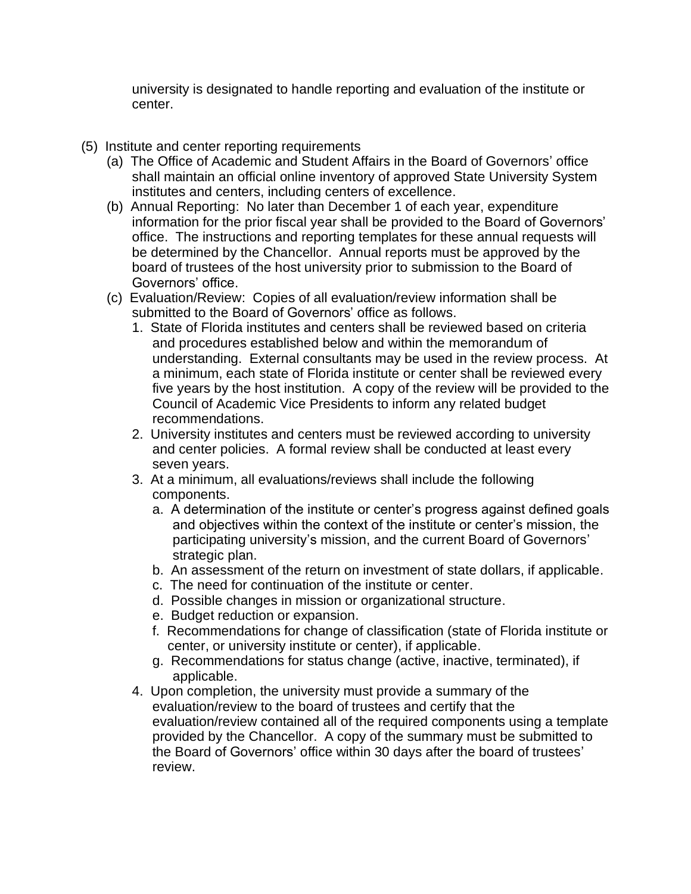university is designated to handle reporting and evaluation of the institute or center.

(5) Institute and center reporting requirements

- (a) The Office of Academic and Student Affairs in the Board of Governors' office shall maintain an official online inventory of approved State University System institutes and centers, including centers of excellence.
- (b) Annual Reporting: No later than December 1 of each year, expenditure information for the prior fiscal year shall be provided to the Board of Governors' office. The instructions and reporting templates for these annual requests will be determined by the Chancellor. Annual reports must be approved by the board of trustees of the host university prior to submission to the Board of Governors' office.
- (c) Evaluation/Review: Copies of all evaluation/review information shall be submitted to the Board of Governors' office as follows.
  1. State of Florida institutes and centers shall be reviewed based on criteria and procedures established below and within the memorandum of understanding. External consultants may be used in the review process. At a minimum, each state of Florida institute or center shall be reviewed every five years by the host institution. A copy of the review will be provided to the Council of Academic Vice Presidents to inform any related budget recommendations.
  2. University institutes and centers must be reviewed according to university and center policies. A formal review shall be conducted at least every seven years.
  3. At a minimum, all evaluations/reviews shall include the following components.
     - a. A determination of the institute or center's progress against defined goals and objectives within the context of the institute or center's mission, the participating university's mission, and the current Board of Governors' strategic plan.
     - b. An assessment of the return on investment of state dollars, if applicable.
     - c. The need for continuation of the institute or center.
     - d. Possible changes in mission or organizational structure.
     - e. Budget reduction or expansion.
     - f. Recommendations for change of classification (state of Florida institute or center, or university institute or center), if applicable.
     - g. Recommendations for status change (active, inactive, terminated), if applicable.
  4. Upon completion, the university must provide a summary of the evaluation/review to the board of trustees and certify that the evaluation/review contained all of the required components using a template provided by the Chancellor. A copy of the summary must be submitted to the Board of Governors' office within 30 days after the board of trustees' review.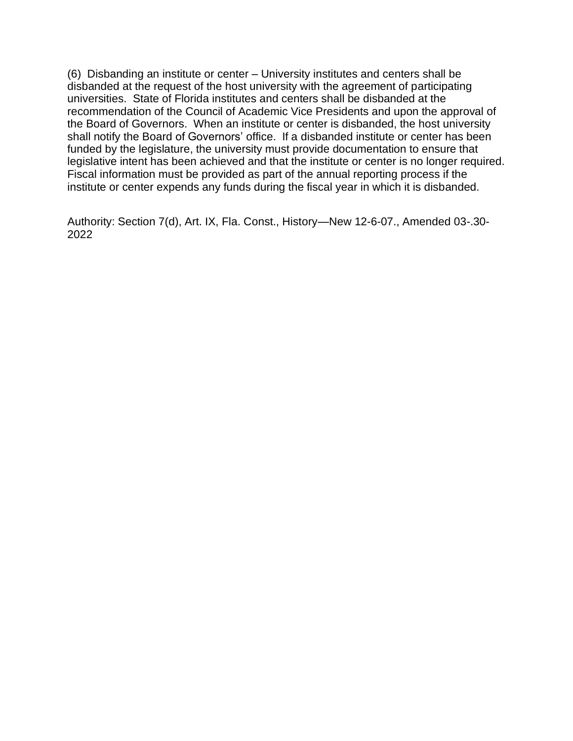(6) Disbanding an institute or center – University institutes and centers shall be disbanded at the request of the host university with the agreement of participating universities. State of Florida institutes and centers shall be disbanded at the recommendation of the Council of Academic Vice Presidents and upon the approval of the Board of Governors. When an institute or center is disbanded, the host university shall notify the Board of Governors' office. If a disbanded institute or center has been funded by the legislature, the university must provide documentation to ensure that legislative intent has been achieved and that the institute or center is no longer required. Fiscal information must be provided as part of the annual reporting process if the institute or center expends any funds during the fiscal year in which it is disbanded.

Authority: Section 7(d), Art. IX, Fla. Const., History—New 12-6-07., Amended 03-.30-2022